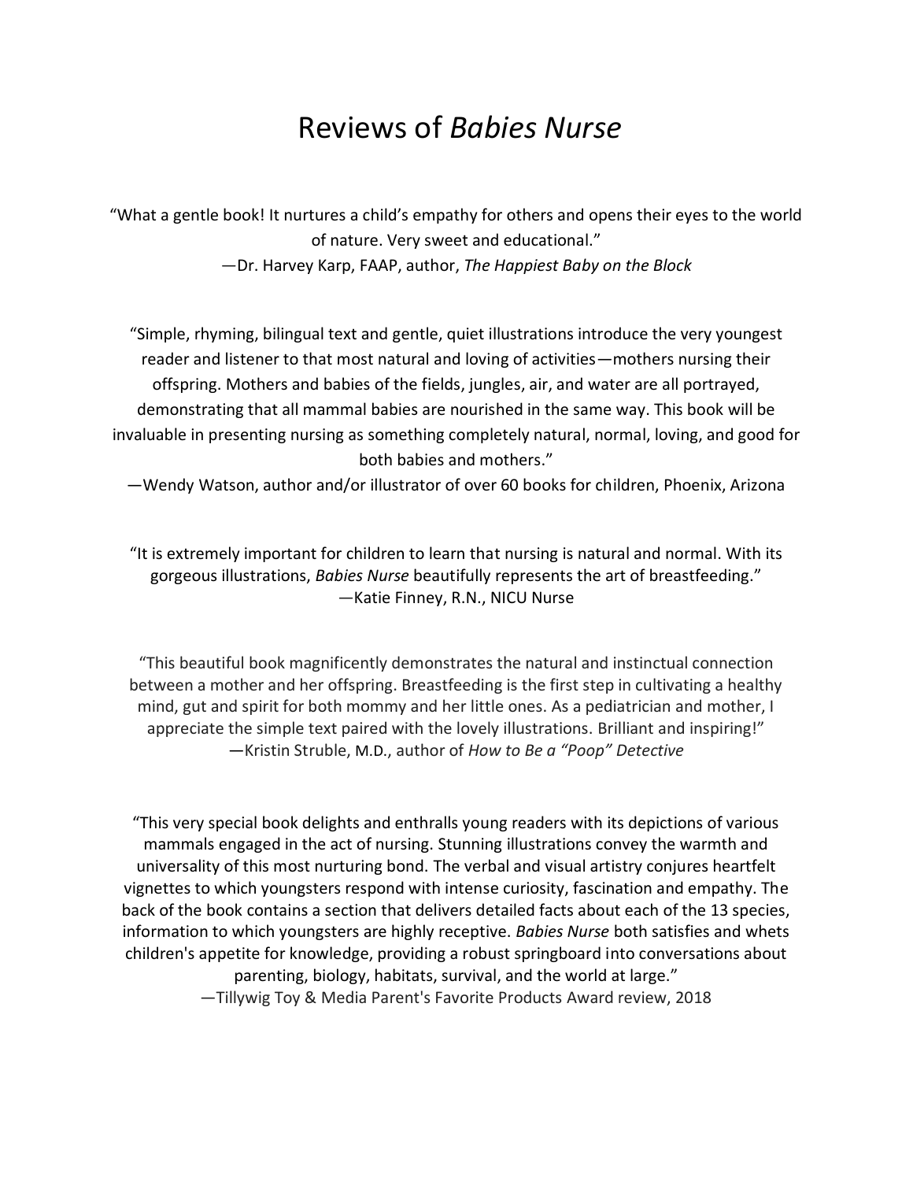# Reviews of *Babies Nurse*

"What a gentle book! It nurtures a child's empathy for others and opens their eyes to the world of nature. Very sweet and educational."
—Dr. Harvey Karp, FAAP, author, *The Happiest Baby on the Block*

"Simple, rhyming, bilingual text and gentle, quiet illustrations introduce the very youngest reader and listener to that most natural and loving of activities—mothers nursing their offspring. Mothers and babies of the fields, jungles, air, and water are all portrayed, demonstrating that all mammal babies are nourished in the same way. This book will be invaluable in presenting nursing as something completely natural, normal, loving, and good for both babies and mothers."
—Wendy Watson, author and/or illustrator of over 60 books for children, Phoenix, Arizona

"It is extremely important for children to learn that nursing is natural and normal. With its gorgeous illustrations, *Babies Nurse* beautifully represents the art of breastfeeding."
—Katie Finney, R.N., NICU Nurse

"This beautiful book magnificently demonstrates the natural and instinctual connection between a mother and her offspring. Breastfeeding is the first step in cultivating a healthy mind, gut and spirit for both mommy and her little ones. As a pediatrician and mother, I appreciate the simple text paired with the lovely illustrations. Brilliant and inspiring!"
—Kristin Struble, M.D., author of *How to Be a "Poop" Detective*

"This very special book delights and enthralls young readers with its depictions of various mammals engaged in the act of nursing. Stunning illustrations convey the warmth and universality of this most nurturing bond. The verbal and visual artistry conjures heartfelt vignettes to which youngsters respond with intense curiosity, fascination and empathy. The back of the book contains a section that delivers detailed facts about each of the 13 species, information to which youngsters are highly receptive. *Babies Nurse* both satisfies and whets children's appetite for knowledge, providing a robust springboard into conversations about parenting, biology, habitats, survival, and the world at large."
—Tillywig Toy & Media Parent's Favorite Products Award review, 2018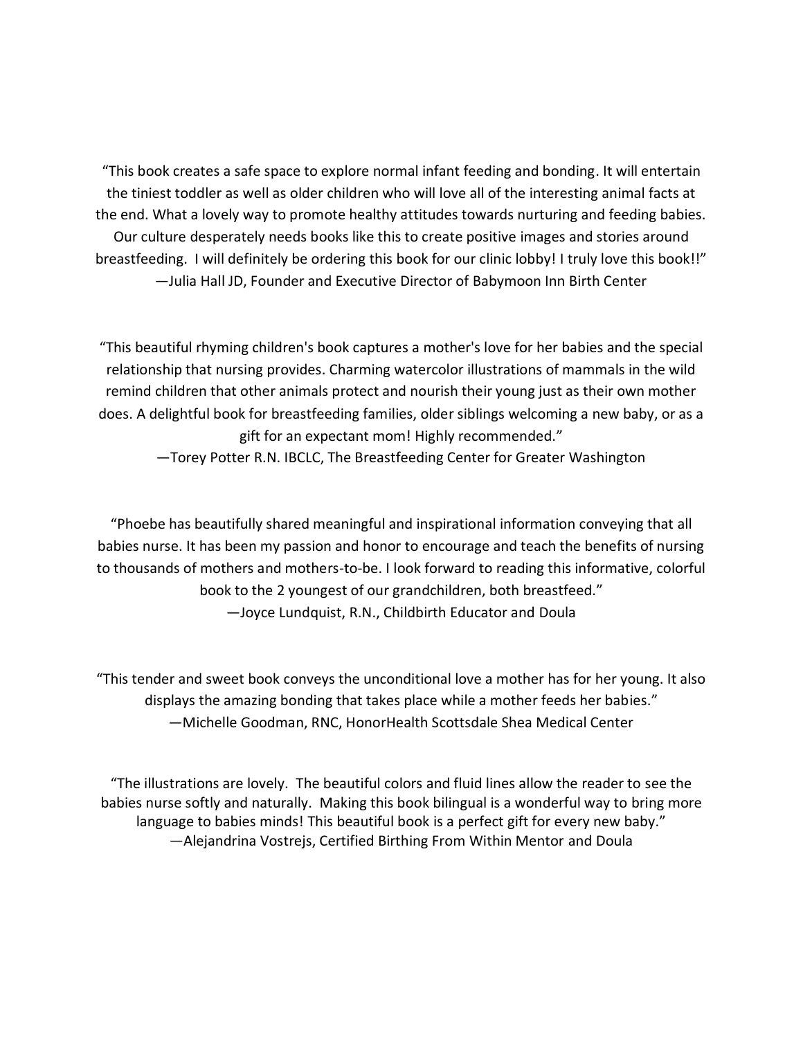"This book creates a safe space to explore normal infant feeding and bonding. It will entertain the tiniest toddler as well as older children who will love all of the interesting animal facts at the end. What a lovely way to promote healthy attitudes towards nurturing and feeding babies. Our culture desperately needs books like this to create positive images and stories around breastfeeding. I will definitely be ordering this book for our clinic lobby! I truly love this book!!"
—Julia Hall JD, Founder and Executive Director of Babymoon Inn Birth Center

"This beautiful rhyming children's book captures a mother's love for her babies and the special relationship that nursing provides. Charming watercolor illustrations of mammals in the wild remind children that other animals protect and nourish their young just as their own mother does. A delightful book for breastfeeding families, older siblings welcoming a new baby, or as a gift for an expectant mom! Highly recommended."
—Torey Potter R.N. IBCLC, The Breastfeeding Center for Greater Washington

"Phoebe has beautifully shared meaningful and inspirational information conveying that all babies nurse. It has been my passion and honor to encourage and teach the benefits of nursing to thousands of mothers and mothers-to-be. I look forward to reading this informative, colorful book to the 2 youngest of our grandchildren, both breastfeed."
—Joyce Lundquist, R.N., Childbirth Educator and Doula

"This tender and sweet book conveys the unconditional love a mother has for her young. It also displays the amazing bonding that takes place while a mother feeds her babies."
—Michelle Goodman, RNC, HonorHealth Scottsdale Shea Medical Center

"The illustrations are lovely. The beautiful colors and fluid lines allow the reader to see the babies nurse softly and naturally. Making this book bilingual is a wonderful way to bring more language to babies minds! This beautiful book is a perfect gift for every new baby."
—Alejandrina Vostrejs, Certified Birthing From Within Mentor and Doula